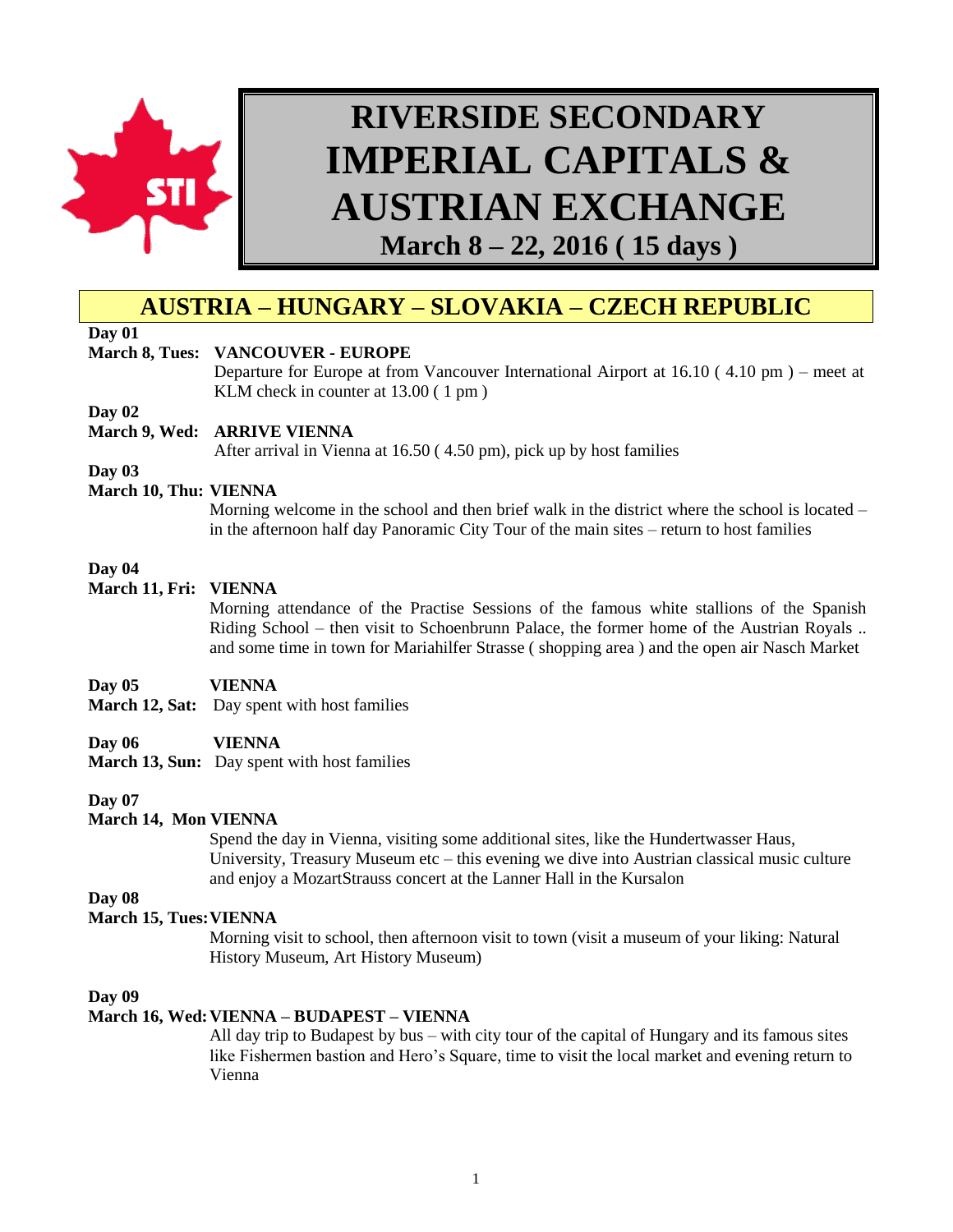# RIVERSIDE SECONDARY IMPERIAL CAPITALS & AUSTRIAN EXCHANGE

## March 8 – 22, 2016 ( 15 days )

## AUSTRIA – HUNGARY – SLOVAKIA – CZECH REPUBLIC

**Day 01**
**March 8, Tues: VANCOUVER - EUROPE**
Departure for Europe at from Vancouver International Airport at 16.10 ( 4.10 pm ) – meet at KLM check in counter at 13.00 ( 1 pm )

**Day 02**
**March 9, Wed: ARRIVE VIENNA**
After arrival in Vienna at 16.50 ( 4.50 pm), pick up by host families

**Day 03**
**March 10, Thu: VIENNA**
Morning welcome in the school and then brief walk in the district where the school is located – in the afternoon half day Panoramic City Tour of the main sites – return to host families

**Day 04**
**March 11, Fri: VIENNA**
Morning attendance of the Practise Sessions of the famous white stallions of the Spanish Riding School – then visit to Schoenbrunn Palace, the former home of the Austrian Royals .. and some time in town for Mariahilfer Strasse ( shopping area ) and the open air Nasch Market

**Day 05 VIENNA**
**March 12, Sat:** Day spent with host families

**Day 06 VIENNA**
**March 13, Sun:** Day spent with host families

**Day 07**
**March 14, Mon VIENNA**
Spend the day in Vienna, visiting some additional sites, like the Hundertwasser Haus, University, Treasury Museum etc – this evening we dive into Austrian classical music culture and enjoy a MozartStrauss concert at the Lanner Hall in the Kursalon

**Day 08**
**March 15, Tues: VIENNA**
Morning visit to school, then afternoon visit to town (visit a museum of your liking: Natural History Museum, Art History Museum)

**Day 09**
**March 16, Wed: VIENNA – BUDAPEST – VIENNA**
All day trip to Budapest by bus – with city tour of the capital of Hungary and its famous sites like Fishermen bastion and Hero's Square, time to visit the local market and evening return to Vienna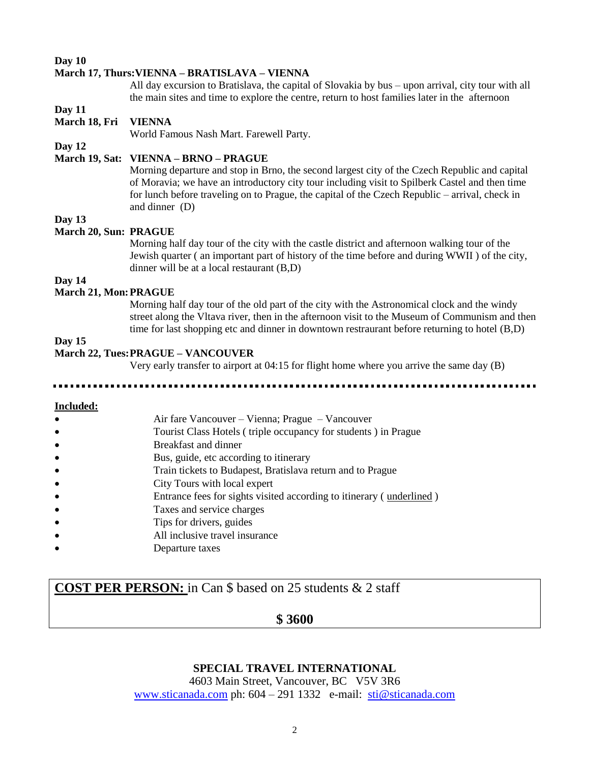**Day 10**
**March 17, Thurs: VIENNA – BRATISLAVA – VIENNA**

All day excursion to Bratislava, the capital of Slovakia by bus – upon arrival, city tour with all the main sites and time to explore the centre, return to host families later in the afternoon

**Day 11**
**March 18, Fri VIENNA**

World Famous Nash Mart. Farewell Party.

**Day 12**
**March 19, Sat: VIENNA – BRNO – PRAGUE**

Morning departure and stop in Brno, the second largest city of the Czech Republic and capital of Moravia; we have an introductory city tour including visit to Spilberk Castel and then time for lunch before traveling on to Prague, the capital of the Czech Republic – arrival, check in and dinner (D)

**Day 13**
**March 20, Sun: PRAGUE**

Morning half day tour of the city with the castle district and afternoon walking tour of the Jewish quarter ( an important part of history of the time before and during WWII ) of the city, dinner will be at a local restaurant (B,D)

**Day 14**
**March 21, Mon: PRAGUE**

Morning half day tour of the old part of the city with the Astronomical clock and the windy street along the Vltava river, then in the afternoon visit to the Museum of Communism and then time for last shopping etc and dinner in downtown restraurant before returning to hotel (B,D)

**Day 15**
**March 22, Tues: PRAGUE – VANCOUVER**

Very early transfer to airport at 04:15 for flight home where you arrive the same day (B)

---

**Included:**

- Air fare Vancouver – Vienna; Prague – Vancouver
- Tourist Class Hotels ( triple occupancy for students ) in Prague
- Breakfast and dinner
- Bus, guide, etc according to itinerary
- Train tickets to Budapest, Bratislava return and to Prague
- City Tours with local expert
- Entrance fees for sights visited according to itinerary ( underlined )
- Taxes and service charges
- Tips for drivers, guides
- All inclusive travel insurance
- Departure taxes

**COST PER PERSON:** in Can $ based on 25 students & 2 staff

**$ 3600**

**SPECIAL TRAVEL INTERNATIONAL**
4603 Main Street, Vancouver, BC V5V 3R6
www.sticanada.com ph: 604 – 291 1332 e-mail: sti@sticanada.com